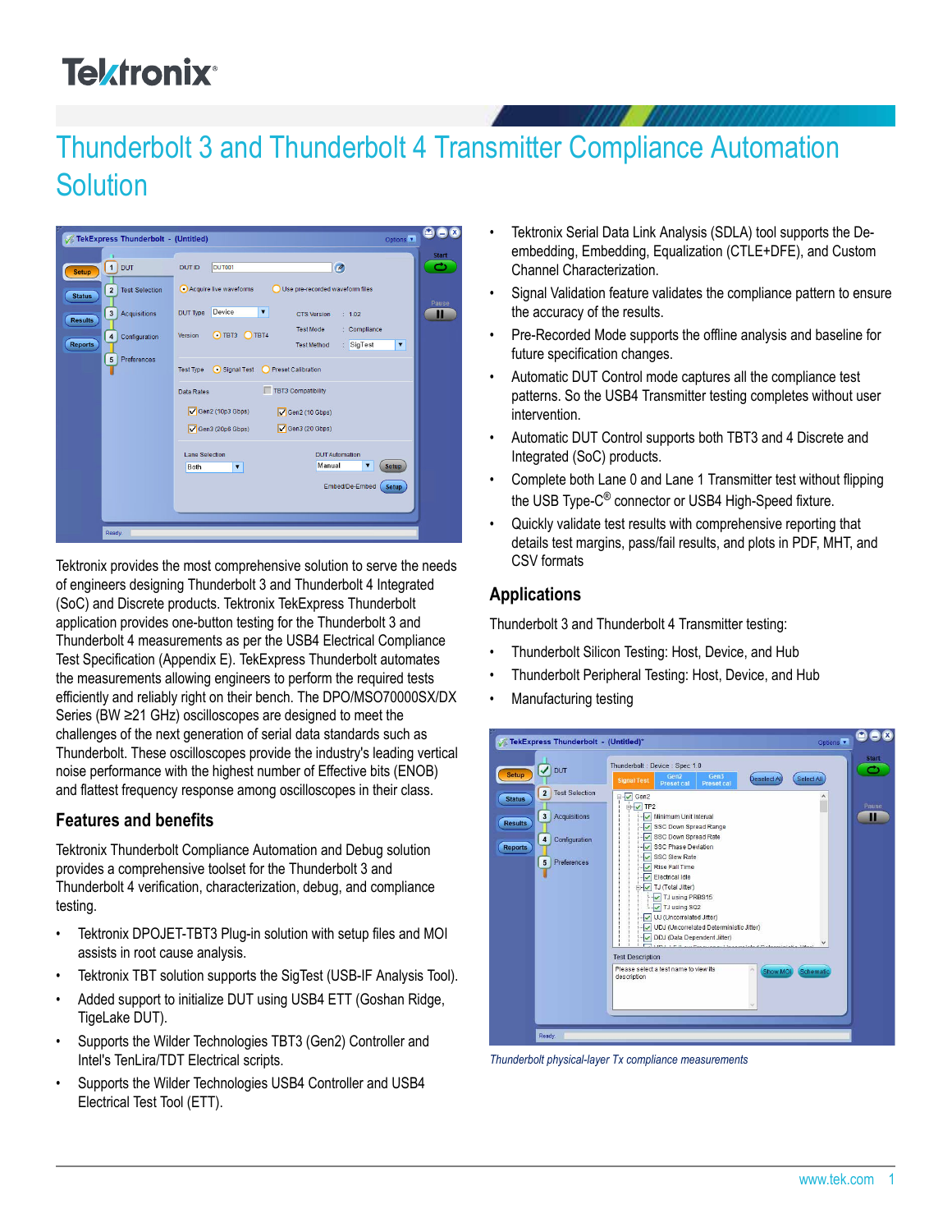# Thunderbolt 3 and Thunderbolt 4 Transmitter Compliance Automation Solution

Tektronix provides the most comprehensive solution to serve the needs of engineers designing Thunderbolt 3 and Thunderbolt 4 Integrated (SoC) and Discrete products. Tektronix TekExpress Thunderbolt application provides one-button testing for the Thunderbolt 3 and Thunderbolt 4 measurements as per the USB4 Electrical Compliance Test Specification (Appendix E). TekExpress Thunderbolt automates the measurements allowing engineers to perform the required tests efficiently and reliably right on their bench. The DPO/MSO70000SX/DX Series (BW ≥21 GHz) oscilloscopes are designed to meet the challenges of the next generation of serial data standards such as Thunderbolt. These oscilloscopes provide the industry's leading vertical noise performance with the highest number of Effective bits (ENOB) and flattest frequency response among oscilloscopes in their class.

## Features and benefits

Tektronix Thunderbolt Compliance Automation and Debug solution provides a comprehensive toolset for the Thunderbolt 3 and Thunderbolt 4 verification, characterization, debug, and compliance testing.

- Tektronix DPOJET-TBT3 Plug-in solution with setup files and MOI assists in root cause analysis.
- Tektronix TBT solution supports the SigTest (USB-IF Analysis Tool).
- Added support to initialize DUT using USB4 ETT (Goshan Ridge, TigeLake DUT).
- Supports the Wilder Technologies TBT3 (Gen2) Controller and Intel's TenLira/TDT Electrical scripts.
- Supports the Wilder Technologies USB4 Controller and USB4 Electrical Test Tool (ETT).
- Tektronix Serial Data Link Analysis (SDLA) tool supports the De-embedding, Embedding, Equalization (CTLE+DFE), and Custom Channel Characterization.
- Signal Validation feature validates the compliance pattern to ensure the accuracy of the results.
- Pre-Recorded Mode supports the offline analysis and baseline for future specification changes.
- Automatic DUT Control mode captures all the compliance test patterns. So the USB4 Transmitter testing completes without user intervention.
- Automatic DUT Control supports both TBT3 and 4 Discrete and Integrated (SoC) products.
- Complete both Lane 0 and Lane 1 Transmitter test without flipping the USB Type-C® connector or USB4 High-Speed fixture.
- Quickly validate test results with comprehensive reporting that details test margins, pass/fail results, and plots in PDF, MHT, and CSV formats

## Applications

Thunderbolt 3 and Thunderbolt 4 Transmitter testing:

- Thunderbolt Silicon Testing: Host, Device, and Hub
- Thunderbolt Peripheral Testing: Host, Device, and Hub
- Manufacturing testing

*Thunderbolt physical-layer Tx compliance measurements*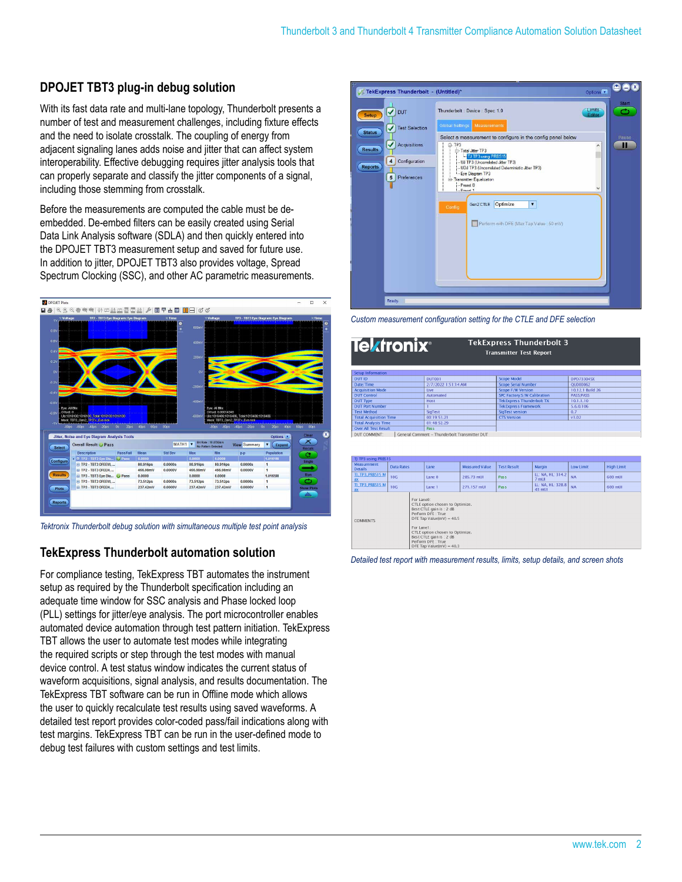## DPOJET TBT3 plug-in debug solution

With its fast data rate and multi-lane topology, Thunderbolt presents a number of test and measurement challenges, including fixture effects and the need to isolate crosstalk. The coupling of energy from adjacent signaling lanes adds noise and jitter that can affect system interoperability. Effective debugging requires jitter analysis tools that can properly separate and classify the jitter components of a signal, including those stemming from crosstalk.

Before the measurements are computed the cable must be de-embedded. De-embed filters can be easily created using Serial Data Link Analysis software (SDLA) and then quickly entered into the DPOJET TBT3 measurement setup and saved for future use. In addition to jitter, DPOJET TBT3 also provides voltage, Spread Spectrum Clocking (SSC), and other AC parametric measurements.

*Tektronix Thunderbolt debug solution with simultaneous multiple test point analysis*

## TekExpress Thunderbolt automation solution

For compliance testing, TekExpress TBT automates the instrument setup as required by the Thunderbolt specification including an adequate time window for SSC analysis and Phase locked loop (PLL) settings for jitter/eye analysis. The port microcontroller enables automated device automation through test pattern initiation. TekExpress TBT allows the user to automate test modes while integrating the required scripts or step through the test modes with manual device control. A test status window indicates the current status of waveform acquisitions, signal analysis, and results documentation. The TekExpress TBT software can be run in Offline mode which allows the user to quickly recalculate test results using saved waveforms. A detailed test report provides color-coded pass/fail indications along with test margins. TekExpress TBT can be run in the user-defined mode to debug test failures with custom settings and test limits.

*Custom measurement configuration setting for the CTLE and DFE selection*

*Detailed test report with measurement results, limits, setup details, and screen shots*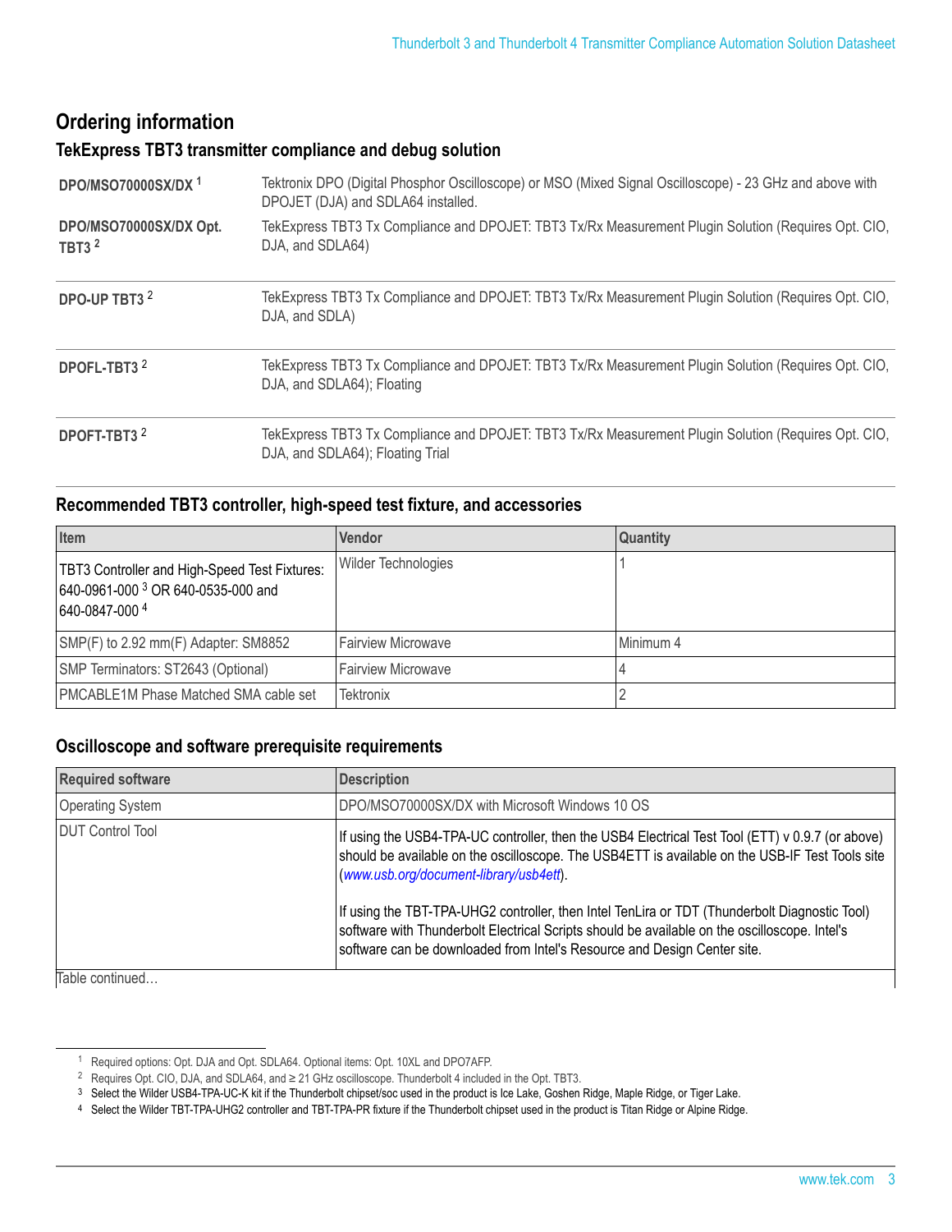## Ordering information

### TekExpress TBT3 transmitter compliance and debug solution

| | |
|---|---|
| **DPO/MSO70000SX/DX** [1] | Tektronix DPO (Digital Phosphor Oscilloscope) or MSO (Mixed Signal Oscilloscope) - 23 GHz and above with DPOJET (DJA) and SDLA64 installed. |
| **DPO/MSO70000SX/DX Opt. TBT3** [2] | TekExpress TBT3 Tx Compliance and DPOJET: TBT3 Tx/Rx Measurement Plugin Solution (Requires Opt. CIO, DJA, and SDLA64) |
| **DPO-UP TBT3** [2] | TekExpress TBT3 Tx Compliance and DPOJET: TBT3 Tx/Rx Measurement Plugin Solution (Requires Opt. CIO, DJA, and SDLA) |
| **DPOFL-TBT3** [2] | TekExpress TBT3 Tx Compliance and DPOJET: TBT3 Tx/Rx Measurement Plugin Solution (Requires Opt. CIO, DJA, and SDLA64); Floating |
| **DPOFT-TBT3** [2] | TekExpress TBT3 Tx Compliance and DPOJET: TBT3 Tx/Rx Measurement Plugin Solution (Requires Opt. CIO, DJA, and SDLA64); Floating Trial |

### Recommended TBT3 controller, high-speed test fixture, and accessories

| Item | Vendor | Quantity |
|---|---|---|
| TBT3 Controller and High-Speed Test Fixtures: 640-0961-000 [3] OR 640-0535-000 and 640-0847-000 [4] | Wilder Technologies | 1 |
| SMP(F) to 2.92 mm(F) Adapter: SM8852 | Fairview Microwave | Minimum 4 |
| SMP Terminators: ST2643 (Optional) | Fairview Microwave | 4 |
| PMCABLE1M Phase Matched SMA cable set | Tektronix | 2 |

### Oscilloscope and software prerequisite requirements

| Required software | Description |
|---|---|
| Operating System | DPO/MSO70000SX/DX with Microsoft Windows 10 OS |
| DUT Control Tool | If using the USB4-TPA-UC controller, then the USB4 Electrical Test Tool (ETT) v 0.9.7 (or above) should be available on the oscilloscope. The USB4ETT is available on the USB-IF Test Tools site (*www.usb.org/document-library/usb4ett*).<br><br>If using the TBT-TPA-UHG2 controller, then Intel TenLira or TDT (Thunderbolt Diagnostic Tool) software with Thunderbolt Electrical Scripts should be available on the oscilloscope. Intel's software can be downloaded from Intel's Resource and Design Center site. |

Table continued…

[1] Required options: Opt. DJA and Opt. SDLA64. Optional items: Opt. 10XL and DPO7AFP.

[2] Requires Opt. CIO, DJA, and SDLA64, and ≥ 21 GHz oscilloscope. Thunderbolt 4 included in the Opt. TBT3.

[3] Select the Wilder USB4-TPA-UC-K kit if the Thunderbolt chipset/soc used in the product is Ice Lake, Goshen Ridge, Maple Ridge, or Tiger Lake.

[4] Select the Wilder TBT-TPA-UHG2 controller and TBT-TPA-PR fixture if the Thunderbolt chipset used in the product is Titan Ridge or Alpine Ridge.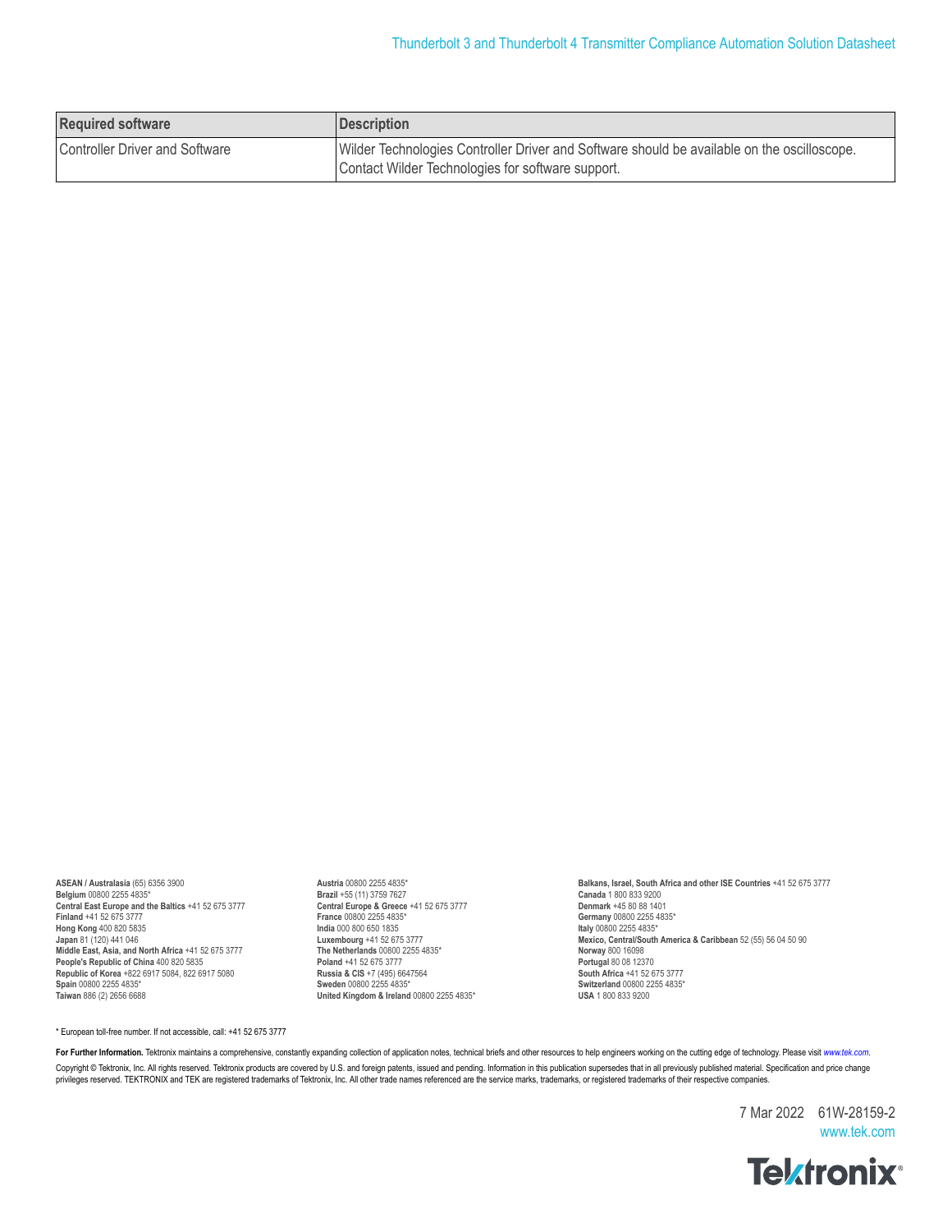| Required software | Description |
|---|---|
| Controller Driver and Software | Wilder Technologies Controller Driver and Software should be available on the oscilloscope. Contact Wilder Technologies for software support. |

**ASEAN / Australasia** (65) 6356 3900
**Belgium** 00800 2255 4835*
**Central East Europe and the Baltics** +41 52 675 3777
**Finland** +41 52 675 3777
**Hong Kong** 400 820 5835
**Japan** 81 (120) 441 046
**Middle East, Asia, and North Africa** +41 52 675 3777
**People's Republic of China** 400 820 5835
**Republic of Korea** +822 6917 5084, 822 6917 5080
**Spain** 00800 2255 4835*
**Taiwan** 886 (2) 2656 6688

**Austria** 00800 2255 4835*
**Brazil** +55 (11) 3759 7627
**Central Europe & Greece** +41 52 675 3777
**France** 00800 2255 4835*
**India** 000 800 650 1835
**Luxembourg** +41 52 675 3777
**The Netherlands** 00800 2255 4835*
**Poland** +41 52 675 3777
**Russia & CIS** +7 (495) 6647564
**Sweden** 00800 2255 4835*
**United Kingdom & Ireland** 00800 2255 4835*

**Balkans, Israel, South Africa and other ISE Countries** +41 52 675 3777
**Canada** 1 800 833 9200
**Denmark** +45 80 88 1401
**Germany** 00800 2255 4835*
**Italy** 00800 2255 4835*
**Mexico, Central/South America & Caribbean** 52 (55) 56 04 50 90
**Norway** 800 16098
**Portugal** 80 08 12370
**South Africa** +41 52 675 3777
**Switzerland** 00800 2255 4835*
**USA** 1 800 833 9200

* European toll-free number. If not accessible, call: +41 52 675 3777

**For Further Information.** Tektronix maintains a comprehensive, constantly expanding collection of application notes, technical briefs and other resources to help engineers working on the cutting edge of technology. Please visit *www.tek.com*.

Copyright © Tektronix, Inc. All rights reserved. Tektronix products are covered by U.S. and foreign patents, issued and pending. Information in this publication supersedes that in all previously published material. Specification and price change privileges reserved. TEKTRONIX and TEK are registered trademarks of Tektronix, Inc. All other trade names referenced are the service marks, trademarks, or registered trademarks of their respective companies.

7 Mar 2022 61W-28159-2
www.tek.com

Tektronix®